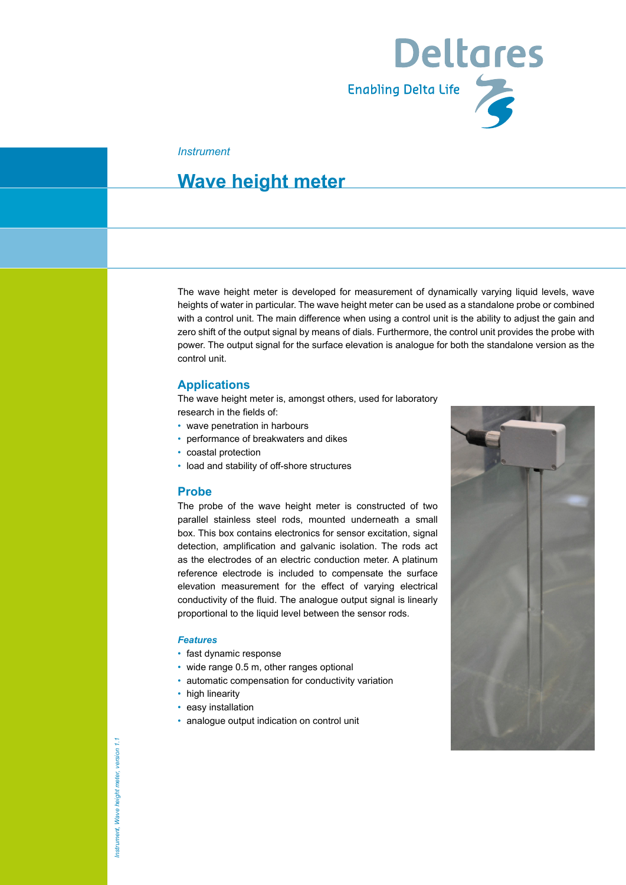*Instrument*

# Wave height meter

The wave height meter is developed for measurement of dynamically varying liquid levels, wave heights of water in particular. The wave height meter can be used as a standalone probe or combined with a control unit. The main difference when using a control unit is the ability to adjust the gain and zero shift of the output signal by means of dials. Furthermore, the control unit provides the probe with power. The output signal for the surface elevation is analogue for both the standalone version as the control unit.

## Applications

The wave height meter is, amongst others, used for laboratory research in the fields of:

- wave penetration in harbours
- performance of breakwaters and dikes
- coastal protection
- load and stability of off-shore structures

## Probe

The probe of the wave height meter is constructed of two parallel stainless steel rods, mounted underneath a small box. This box contains electronics for sensor excitation, signal detection, amplification and galvanic isolation. The rods act as the electrodes of an electric conduction meter. A platinum reference electrode is included to compensate the surface elevation measurement for the effect of varying electrical conductivity of the fluid. The analogue output signal is linearly proportional to the liquid level between the sensor rods.

### *Features*

- fast dynamic response
- wide range 0.5 m, other ranges optional
- automatic compensation for conductivity variation
- high linearity
- easy installation
- analogue output indication on control unit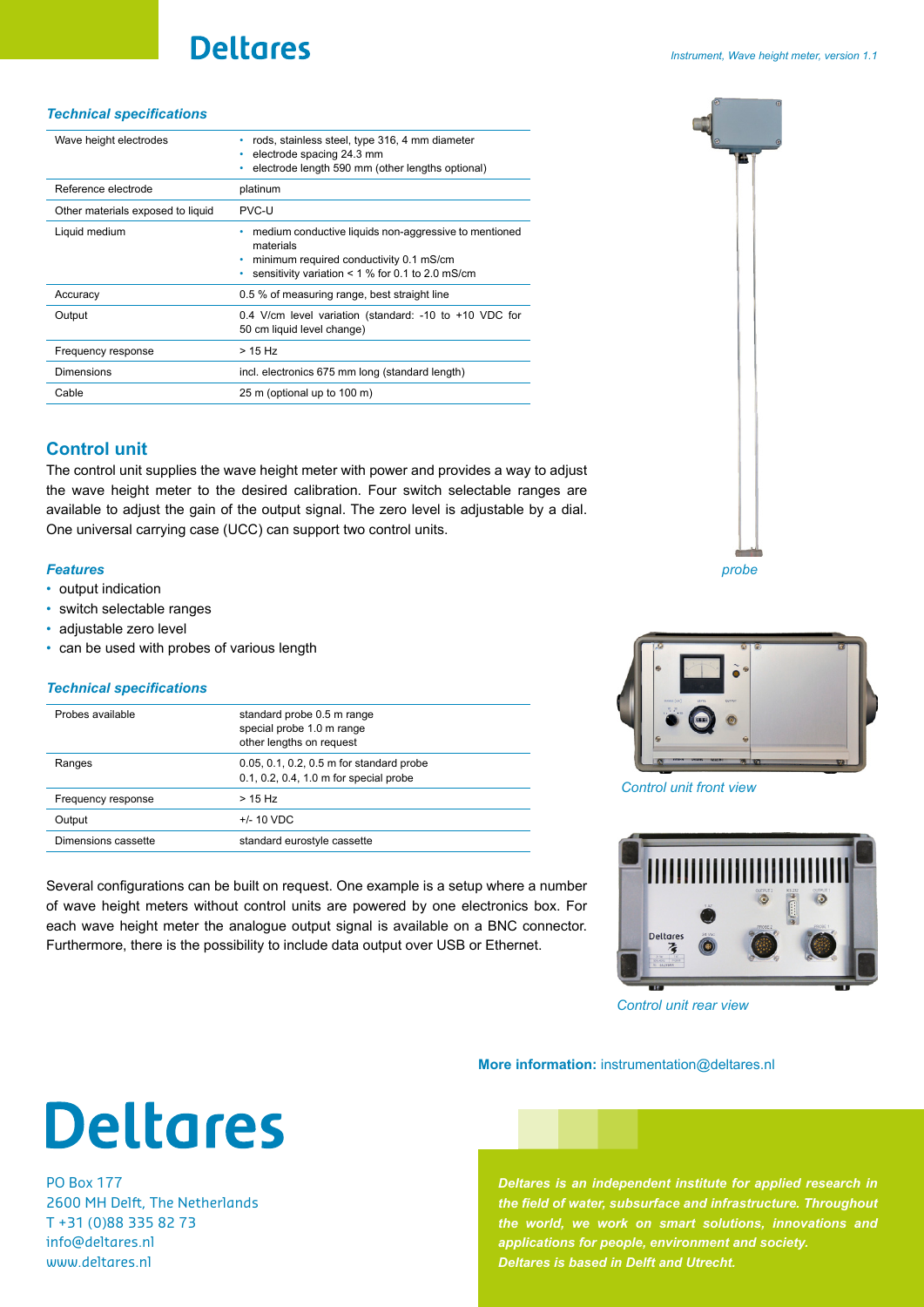### Technical specifications

| | |
|---|---|
| Wave height electrodes | • rods, stainless steel, type 316, 4 mm diameter<br>• electrode spacing 24.3 mm<br>• electrode length 590 mm (other lengths optional) |
| Reference electrode | platinum |
| Other materials exposed to liquid | PVC-U |
| Liquid medium | • medium conductive liquids non-aggressive to mentioned materials<br>• minimum required conductivity 0.1 mS/cm<br>• sensitivity variation < 1 % for 0.1 to 2.0 mS/cm |
| Accuracy | 0.5 % of measuring range, best straight line |
| Output | 0.4 V/cm level variation (standard: -10 to +10 VDC for 50 cm liquid level change) |
| Frequency response | > 15 Hz |
| Dimensions | incl. electronics 675 mm long (standard length) |
| Cable | 25 m (optional up to 100 m) |

probe

## Control unit

The control unit supplies the wave height meter with power and provides a way to adjust the wave height meter to the desired calibration. Four switch selectable ranges are available to adjust the gain of the output signal. The zero level is adjustable by a dial. One universal carrying case (UCC) can support two control units.

### Features

- output indication
- switch selectable ranges
- adjustable zero level
- can be used with probes of various length

### Technical specifications

| | |
|---|---|
| Probes available | standard probe 0.5 m range<br>special probe 1.0 m range<br>other lengths on request |
| Ranges | 0.05, 0.1, 0.2, 0.5 m for standard probe<br>0.1, 0.2, 0.4, 1.0 m for special probe |
| Frequency response | > 15 Hz |
| Output | +/- 10 VDC |
| Dimensions cassette | standard eurostyle cassette |

Control unit front view

Control unit rear view

Several configurations can be built on request. One example is a setup where a number of wave height meters without control units are powered by one electronics box. For each wave height meter the analogue output signal is available on a BNC connector. Furthermore, there is the possibility to include data output over USB or Ethernet.

**More information:** instrumentation@deltares.nl

# Deltares

PO Box 177
2600 MH Delft, The Netherlands
T +31 (0)88 335 82 73
info@deltares.nl
www.deltares.nl

***Deltares is an independent institute for applied research in the field of water, subsurface and infrastructure. Throughout the world, we work on smart solutions, innovations and applications for people, environment and society. Deltares is based in Delft and Utrecht.***